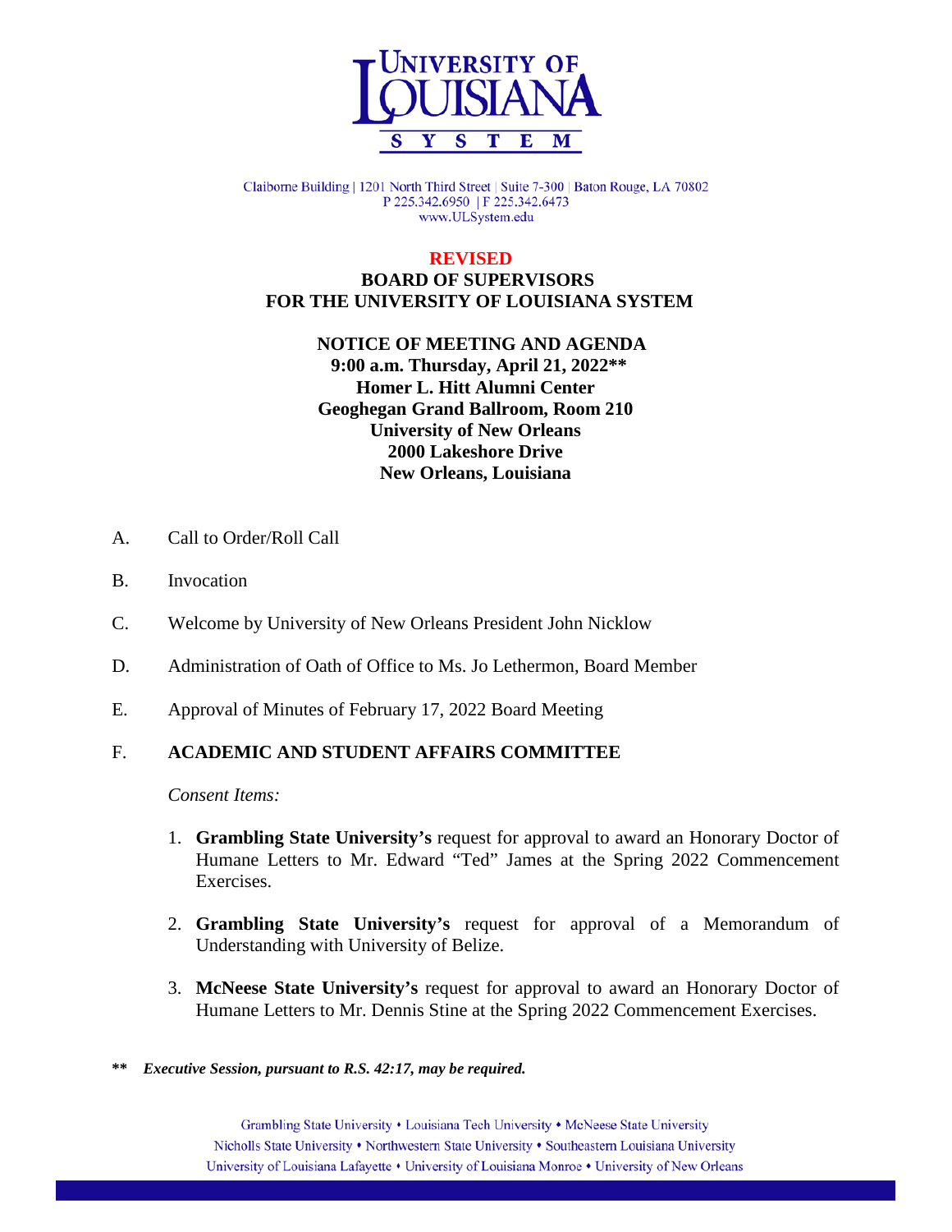UNIVERSITY OF LOUISIANA SYSTEM

Claiborne Building | 1201 North Third Street | Suite 7-300 | Baton Rouge, LA 70802
P 225.342.6950 | F 225.342.6473
www.ULSystem.edu

**REVISED**

# BOARD OF SUPERVISORS FOR THE UNIVERSITY OF LOUISIANA SYSTEM

## NOTICE OF MEETING AND AGENDA

**9:00 a.m. Thursday, April 21, 2022**
**Homer L. Hitt Alumni Center**
**Geoghegan Grand Ballroom, Room 210**
**University of New Orleans**
**2000 Lakeshore Drive**
**New Orleans, Louisiana**

A. Call to Order/Roll Call

B. Invocation

C. Welcome by University of New Orleans President John Nicklow

D. Administration of Oath of Office to Ms. Jo Lethermon, Board Member

E. Approval of Minutes of February 17, 2022 Board Meeting

F. **ACADEMIC AND STUDENT AFFAIRS COMMITTEE**

*Consent Items:*

1. **Grambling State University's** request for approval to award an Honorary Doctor of Humane Letters to Mr. Edward "Ted" James at the Spring 2022 Commencement Exercises.

2. **Grambling State University's** request for approval of a Memorandum of Understanding with University of Belize.

3. **McNeese State University's** request for approval to award an Honorary Doctor of Humane Letters to Mr. Dennis Stine at the Spring 2022 Commencement Exercises.

*** Executive Session, pursuant to R.S. 42:17, may be required.*

Grambling State University • Louisiana Tech University • McNeese State University
Nicholls State University • Northwestern State University • Southeastern Louisiana University
University of Louisiana Lafayette • University of Louisiana Monroe • University of New Orleans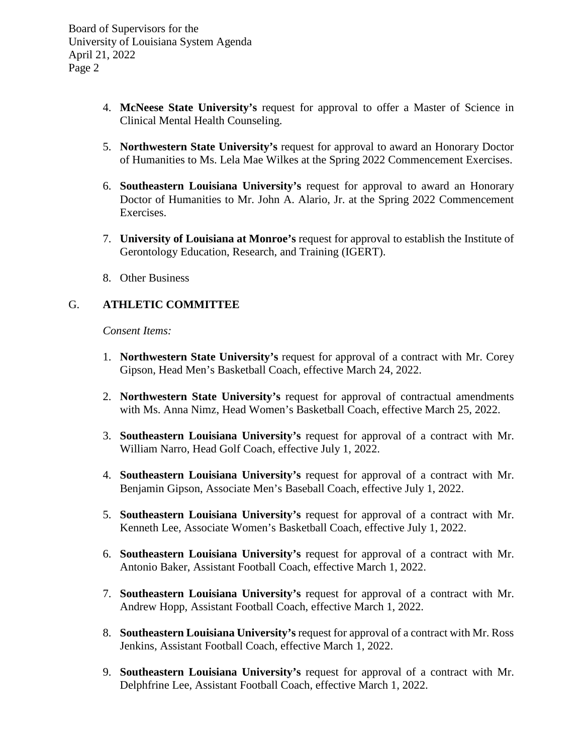4. **McNeese State University's** request for approval to offer a Master of Science in Clinical Mental Health Counseling.

5. **Northwestern State University's** request for approval to award an Honorary Doctor of Humanities to Ms. Lela Mae Wilkes at the Spring 2022 Commencement Exercises.

6. **Southeastern Louisiana University's** request for approval to award an Honorary Doctor of Humanities to Mr. John A. Alario, Jr. at the Spring 2022 Commencement Exercises.

7. **University of Louisiana at Monroe's** request for approval to establish the Institute of Gerontology Education, Research, and Training (IGERT).

8. Other Business

## G. ATHLETIC COMMITTEE

*Consent Items:*

1. **Northwestern State University's** request for approval of a contract with Mr. Corey Gipson, Head Men's Basketball Coach, effective March 24, 2022.

2. **Northwestern State University's** request for approval of contractual amendments with Ms. Anna Nimz, Head Women's Basketball Coach, effective March 25, 2022.

3. **Southeastern Louisiana University's** request for approval of a contract with Mr. William Narro, Head Golf Coach, effective July 1, 2022.

4. **Southeastern Louisiana University's** request for approval of a contract with Mr. Benjamin Gipson, Associate Men's Baseball Coach, effective July 1, 2022.

5. **Southeastern Louisiana University's** request for approval of a contract with Mr. Kenneth Lee, Associate Women's Basketball Coach, effective July 1, 2022.

6. **Southeastern Louisiana University's** request for approval of a contract with Mr. Antonio Baker, Assistant Football Coach, effective March 1, 2022.

7. **Southeastern Louisiana University's** request for approval of a contract with Mr. Andrew Hopp, Assistant Football Coach, effective March 1, 2022.

8. **Southeastern Louisiana University's** request for approval of a contract with Mr. Ross Jenkins, Assistant Football Coach, effective March 1, 2022.

9. **Southeastern Louisiana University's** request for approval of a contract with Mr. Delphfrine Lee, Assistant Football Coach, effective March 1, 2022.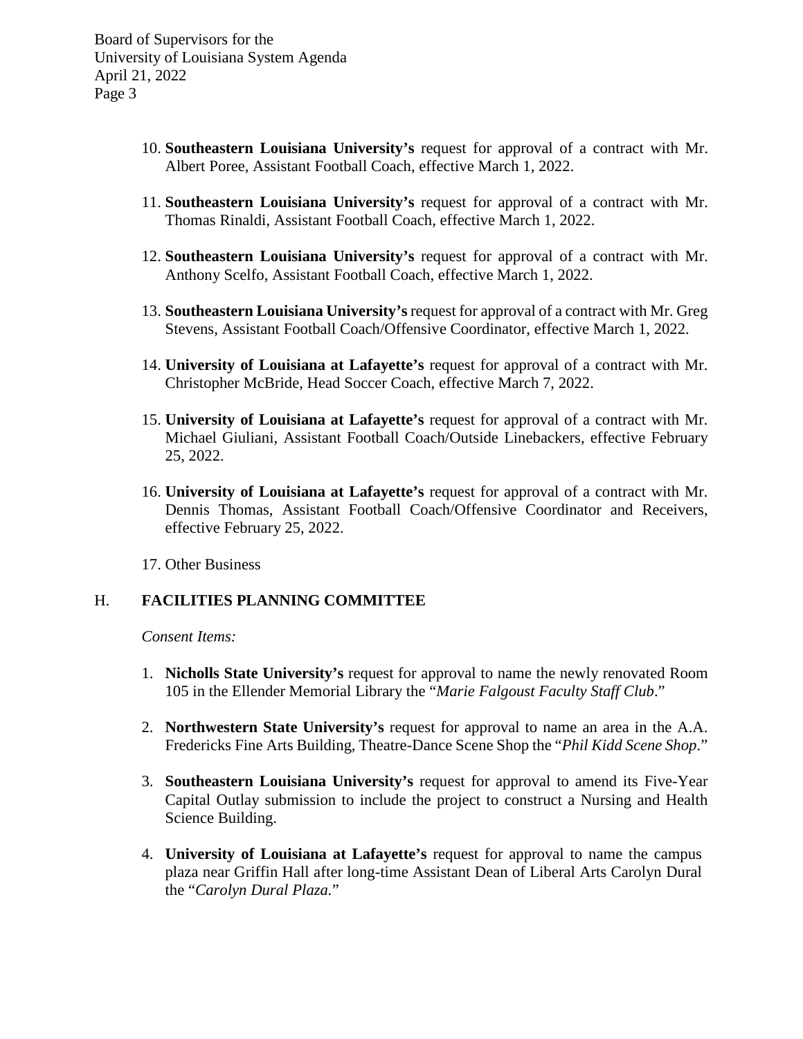10. **Southeastern Louisiana University's** request for approval of a contract with Mr. Albert Poree, Assistant Football Coach, effective March 1, 2022.

11. **Southeastern Louisiana University's** request for approval of a contract with Mr. Thomas Rinaldi, Assistant Football Coach, effective March 1, 2022.

12. **Southeastern Louisiana University's** request for approval of a contract with Mr. Anthony Scelfo, Assistant Football Coach, effective March 1, 2022.

13. **Southeastern Louisiana University's** request for approval of a contract with Mr. Greg Stevens, Assistant Football Coach/Offensive Coordinator, effective March 1, 2022.

14. **University of Louisiana at Lafayette's** request for approval of a contract with Mr. Christopher McBride, Head Soccer Coach, effective March 7, 2022.

15. **University of Louisiana at Lafayette's** request for approval of a contract with Mr. Michael Giuliani, Assistant Football Coach/Outside Linebackers, effective February 25, 2022.

16. **University of Louisiana at Lafayette's** request for approval of a contract with Mr. Dennis Thomas, Assistant Football Coach/Offensive Coordinator and Receivers, effective February 25, 2022.

17. Other Business

## H. FACILITIES PLANNING COMMITTEE

*Consent Items:*

1. **Nicholls State University's** request for approval to name the newly renovated Room 105 in the Ellender Memorial Library the "*Marie Falgoust Faculty Staff Club*."

2. **Northwestern State University's** request for approval to name an area in the A.A. Fredericks Fine Arts Building, Theatre-Dance Scene Shop the "*Phil Kidd Scene Shop*."

3. **Southeastern Louisiana University's** request for approval to amend its Five-Year Capital Outlay submission to include the project to construct a Nursing and Health Science Building.

4. **University of Louisiana at Lafayette's** request for approval to name the campus plaza near Griffin Hall after long-time Assistant Dean of Liberal Arts Carolyn Dural the "*Carolyn Dural Plaza.*"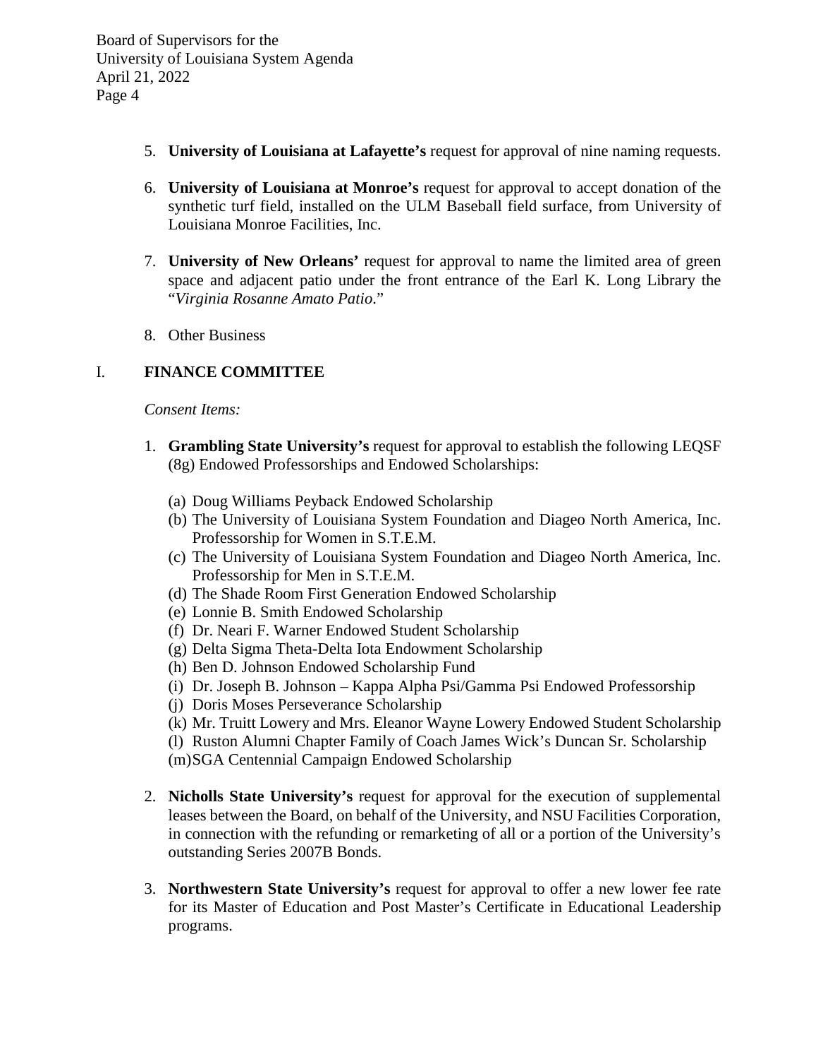5. **University of Louisiana at Lafayette's** request for approval of nine naming requests.

6. **University of Louisiana at Monroe's** request for approval to accept donation of the synthetic turf field, installed on the ULM Baseball field surface, from University of Louisiana Monroe Facilities, Inc.

7. **University of New Orleans'** request for approval to name the limited area of green space and adjacent patio under the front entrance of the Earl K. Long Library the "*Virginia Rosanne Amato Patio*."

8. Other Business

## I. FINANCE COMMITTEE

*Consent Items:*

1. **Grambling State University's** request for approval to establish the following LEQSF (8g) Endowed Professorships and Endowed Scholarships:

   (a) Doug Williams Peyback Endowed Scholarship
   (b) The University of Louisiana System Foundation and Diageo North America, Inc. Professorship for Women in S.T.E.M.
   (c) The University of Louisiana System Foundation and Diageo North America, Inc. Professorship for Men in S.T.E.M.
   (d) The Shade Room First Generation Endowed Scholarship
   (e) Lonnie B. Smith Endowed Scholarship
   (f) Dr. Neari F. Warner Endowed Student Scholarship
   (g) Delta Sigma Theta-Delta Iota Endowment Scholarship
   (h) Ben D. Johnson Endowed Scholarship Fund
   (i) Dr. Joseph B. Johnson – Kappa Alpha Psi/Gamma Psi Endowed Professorship
   (j) Doris Moses Perseverance Scholarship
   (k) Mr. Truitt Lowery and Mrs. Eleanor Wayne Lowery Endowed Student Scholarship
   (l) Ruston Alumni Chapter Family of Coach James Wick's Duncan Sr. Scholarship
   (m) SGA Centennial Campaign Endowed Scholarship

2. **Nicholls State University's** request for approval for the execution of supplemental leases between the Board, on behalf of the University, and NSU Facilities Corporation, in connection with the refunding or remarketing of all or a portion of the University's outstanding Series 2007B Bonds.

3. **Northwestern State University's** request for approval to offer a new lower fee rate for its Master of Education and Post Master's Certificate in Educational Leadership programs.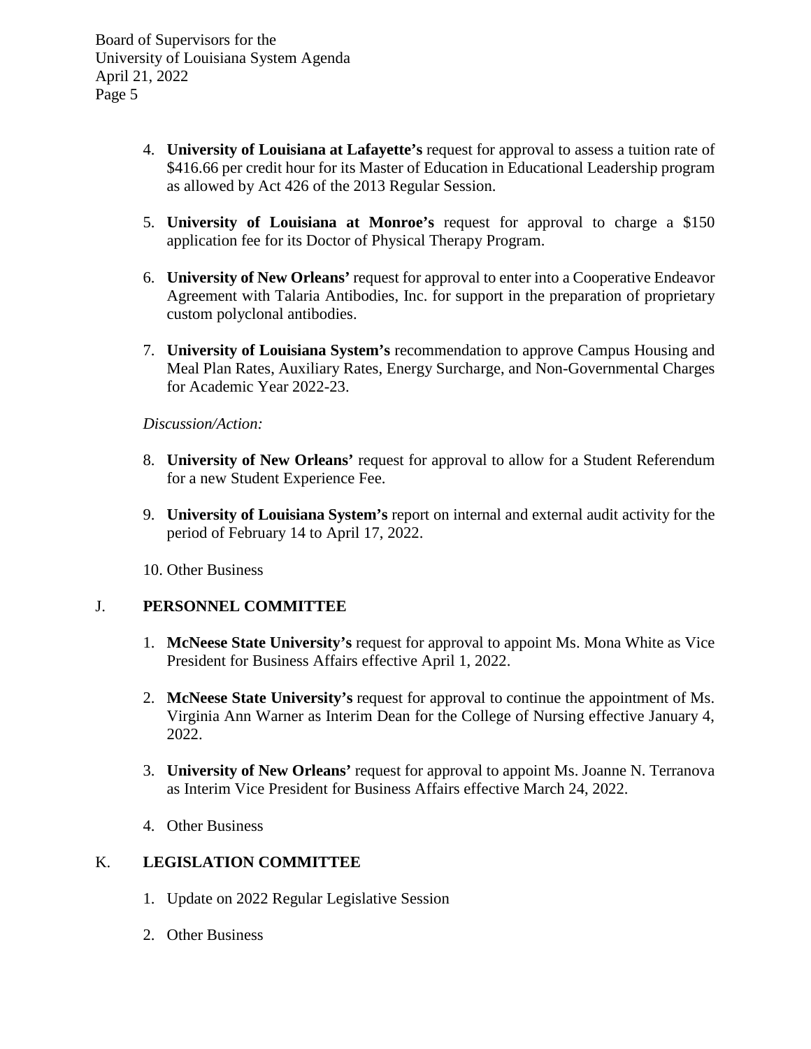4. **University of Louisiana at Lafayette's** request for approval to assess a tuition rate of $416.66 per credit hour for its Master of Education in Educational Leadership program as allowed by Act 426 of the 2013 Regular Session.

5. **University of Louisiana at Monroe's** request for approval to charge a $150 application fee for its Doctor of Physical Therapy Program.

6. **University of New Orleans'** request for approval to enter into a Cooperative Endeavor Agreement with Talaria Antibodies, Inc. for support in the preparation of proprietary custom polyclonal antibodies.

7. **University of Louisiana System's** recommendation to approve Campus Housing and Meal Plan Rates, Auxiliary Rates, Energy Surcharge, and Non-Governmental Charges for Academic Year 2022-23.

*Discussion/Action:*

8. **University of New Orleans'** request for approval to allow for a Student Referendum for a new Student Experience Fee.

9. **University of Louisiana System's** report on internal and external audit activity for the period of February 14 to April 17, 2022.

10. Other Business

J. **PERSONNEL COMMITTEE**

1. **McNeese State University's** request for approval to appoint Ms. Mona White as Vice President for Business Affairs effective April 1, 2022.

2. **McNeese State University's** request for approval to continue the appointment of Ms. Virginia Ann Warner as Interim Dean for the College of Nursing effective January 4, 2022.

3. **University of New Orleans'** request for approval to appoint Ms. Joanne N. Terranova as Interim Vice President for Business Affairs effective March 24, 2022.

4. Other Business

K. **LEGISLATION COMMITTEE**

1. Update on 2022 Regular Legislative Session

2. Other Business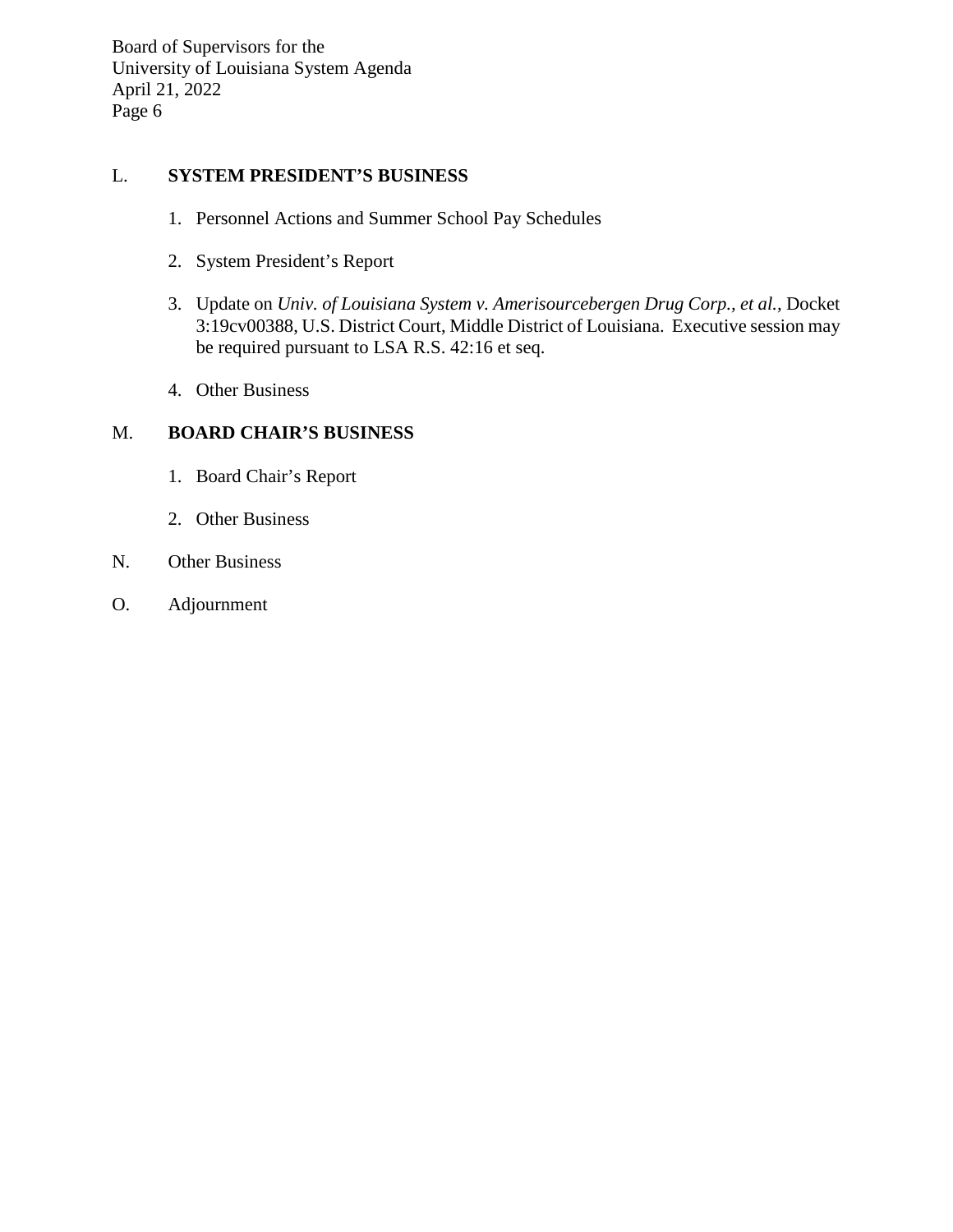L. **SYSTEM PRESIDENT'S BUSINESS**

1. Personnel Actions and Summer School Pay Schedules

2. System President's Report

3. Update on *Univ. of Louisiana System v. Amerisourcebergen Drug Corp., et al.,* Docket 3:19cv00388, U.S. District Court, Middle District of Louisiana. Executive session may be required pursuant to LSA R.S. 42:16 et seq.

4. Other Business

M. **BOARD CHAIR'S BUSINESS**

1. Board Chair's Report

2. Other Business

N. Other Business

O. Adjournment